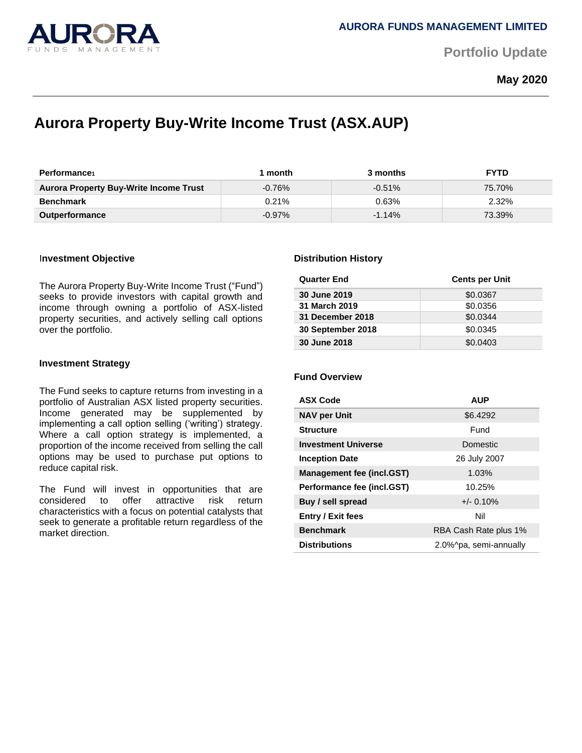AURORA FUNDS MANAGEMENT LIMITED

Portfolio Update

**May 2020**

# Aurora Property Buy-Write Income Trust (ASX.AUP)

| Performance[1] | 1 month | 3 months | FYTD |
|---|---|---|---|
| **Aurora Property Buy-Write Income Trust** | -0.76% | -0.51% | 75.70% |
| **Benchmark** | 0.21% | 0.63% | 2.32% |
| **Outperformance** | -0.97% | -1.14% | 73.39% |

### Investment Objective

The Aurora Property Buy-Write Income Trust ("Fund") seeks to provide investors with capital growth and income through owning a portfolio of ASX-listed property securities, and actively selling call options over the portfolio.

### Investment Strategy

The Fund seeks to capture returns from investing in a portfolio of Australian ASX listed property securities. Income generated may be supplemented by implementing a call option selling ('writing') strategy. Where a call option strategy is implemented, a proportion of the income received from selling the call options may be used to purchase put options to reduce capital risk.

The Fund will invest in opportunities that are considered to offer attractive risk return characteristics with a focus on potential catalysts that seek to generate a profitable return regardless of the market direction.

### Distribution History

| Quarter End | Cents per Unit |
|---|---|
| **30 June 2019** | $0.0367 |
| **31 March 2019** | $0.0356 |
| **31 December 2018** | $0.0344 |
| **30 September 2018** | $0.0345 |
| **30 June 2018** | $0.0403 |

### Fund Overview

| ASX Code | AUP |
|---|---|
| **NAV per Unit** | $6.4292 |
| **Structure** | Fund |
| **Investment Universe** | Domestic |
| **Inception Date** | 26 July 2007 |
| **Management fee (incl.GST)** | 1.03% |
| **Performance fee (incl.GST)** | 10.25% |
| **Buy / sell spread** | +/- 0.10% |
| **Entry / Exit fees** | Nil |
| **Benchmark** | RBA Cash Rate plus 1% |
| **Distributions** | 2.0%^pa, semi-annually |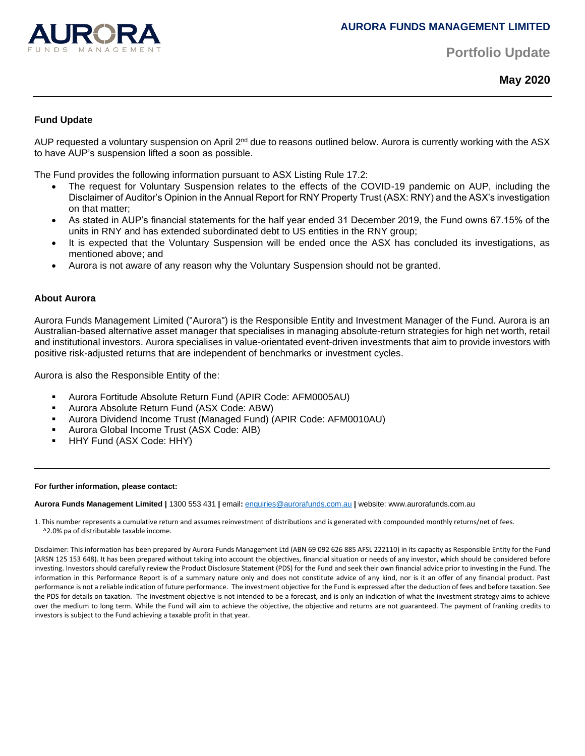## Fund Update

AUP requested a voluntary suspension on April 2nd due to reasons outlined below. Aurora is currently working with the ASX to have AUP's suspension lifted a soon as possible.

The Fund provides the following information pursuant to ASX Listing Rule 17.2:

- The request for Voluntary Suspension relates to the effects of the COVID-19 pandemic on AUP, including the Disclaimer of Auditor's Opinion in the Annual Report for RNY Property Trust (ASX: RNY) and the ASX's investigation on that matter;
- As stated in AUP's financial statements for the half year ended 31 December 2019, the Fund owns 67.15% of the units in RNY and has extended subordinated debt to US entities in the RNY group;
- It is expected that the Voluntary Suspension will be ended once the ASX has concluded its investigations, as mentioned above; and
- Aurora is not aware of any reason why the Voluntary Suspension should not be granted.

## About Aurora

Aurora Funds Management Limited ("Aurora") is the Responsible Entity and Investment Manager of the Fund. Aurora is an Australian-based alternative asset manager that specialises in managing absolute-return strategies for high net worth, retail and institutional investors. Aurora specialises in value-orientated event-driven investments that aim to provide investors with positive risk-adjusted returns that are independent of benchmarks or investment cycles.

Aurora is also the Responsible Entity of the:

- Aurora Fortitude Absolute Return Fund (APIR Code: AFM0005AU)
- Aurora Absolute Return Fund (ASX Code: ABW)
- Aurora Dividend Income Trust (Managed Fund) (APIR Code: AFM0010AU)
- Aurora Global Income Trust (ASX Code: AIB)
- HHY Fund (ASX Code: HHY)

---

**For further information, please contact:**

**Aurora Funds Management Limited |** 1300 553 431 **|** email**:** enquiries@aurorafunds.com.au **|** website: www.aurorafunds.com.au

1. This number represents a cumulative return and assumes reinvestment of distributions and is generated with compounded monthly returns/net of fees.
^2.0% pa of distributable taxable income.

Disclaimer: This information has been prepared by Aurora Funds Management Ltd (ABN 69 092 626 885 AFSL 222110) in its capacity as Responsible Entity for the Fund (ARSN 125 153 648). It has been prepared without taking into account the objectives, financial situation or needs of any investor, which should be considered before investing. Investors should carefully review the Product Disclosure Statement (PDS) for the Fund and seek their own financial advice prior to investing in the Fund. The information in this Performance Report is of a summary nature only and does not constitute advice of any kind, nor is it an offer of any financial product. Past performance is not a reliable indication of future performance. The investment objective for the Fund is expressed after the deduction of fees and before taxation. See the PDS for details on taxation. The investment objective is not intended to be a forecast, and is only an indication of what the investment strategy aims to achieve over the medium to long term. While the Fund will aim to achieve the objective, the objective and returns are not guaranteed. The payment of franking credits to investors is subject to the Fund achieving a taxable profit in that year.